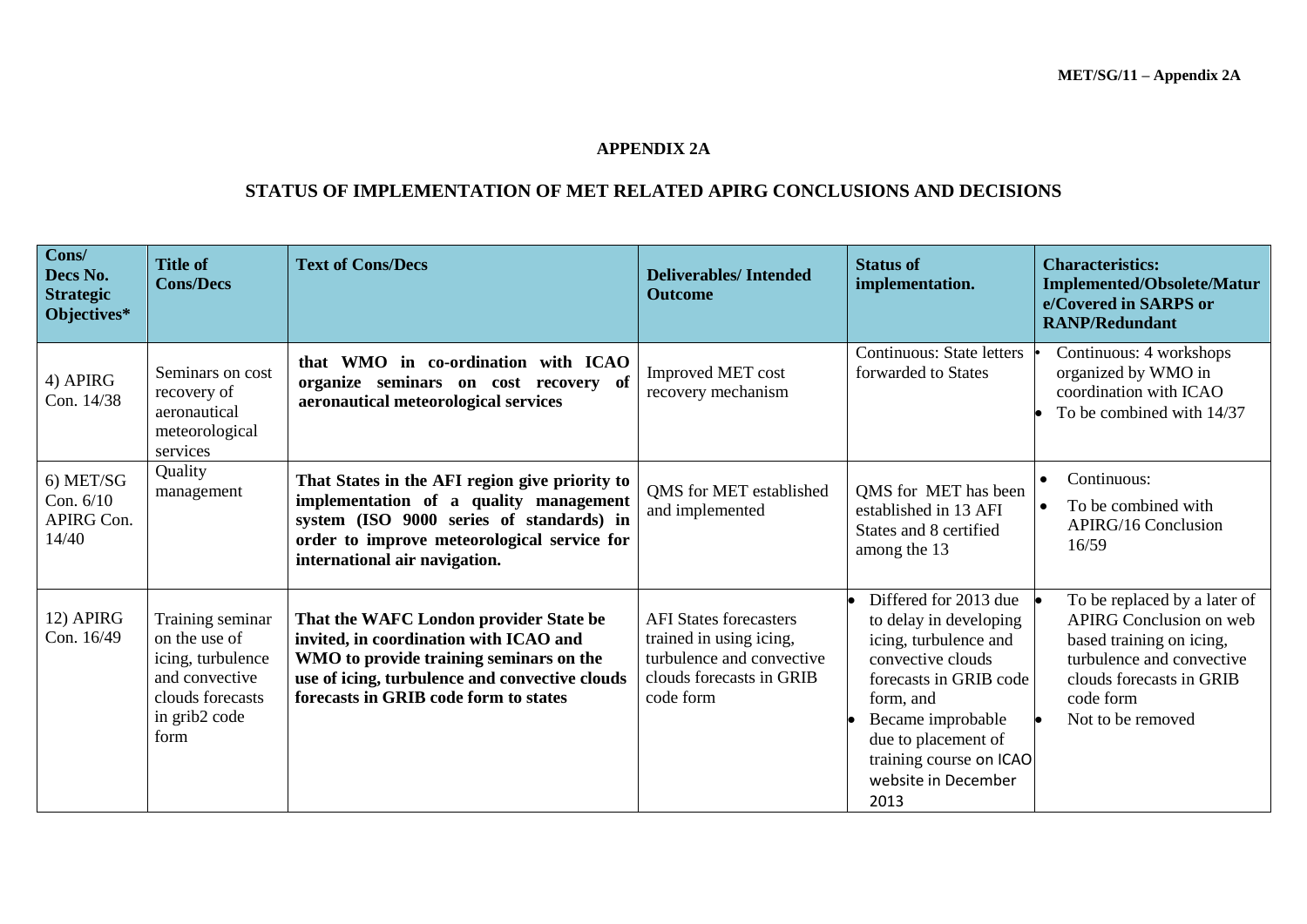# APPENDIX 2A

## STATUS OF IMPLEMENTATION OF MET RELATED APIRG CONCLUSIONS AND DECISIONS

| Cons/ Decs No. Strategic Objectives* | Title of Cons/Decs | Text of Cons/Decs | Deliverables/ Intended Outcome | Status of implementation. | Characteristics: Implemented/Obsolete/Mature/Covered in SARPS or RANP/Redundant |
|---|---|---|---|---|---|
| 4) APIRG Con. 14/38 | Seminars on cost recovery of aeronautical meteorological services | **that WMO in co-ordination with ICAO organize seminars on cost recovery of aeronautical meteorological services** | Improved MET cost recovery mechanism | Continuous: State letters forwarded to States | • Continuous: 4 workshops organized by WMO in coordination with ICAO<br>• To be combined with 14/37 |
| 6) MET/SG Con. 6/10 APIRG Con. 14/40 | Quality management | **That States in the AFI region give priority to implementation of a quality management system (ISO 9000 series of standards) in order to improve meteorological service for international air navigation.** | QMS for MET established and implemented | QMS for MET has been established in 13 AFI States and 8 certified among the 13 | • Continuous:<br>• To be combined with APIRG/16 Conclusion 16/59 |
| 12) APIRG Con. 16/49 | Training seminar on the use of icing, turbulence and convective clouds forecasts in grib2 code form | **That the WAFC London provider State be invited, in coordination with ICAO and WMO to provide training seminars on the use of icing, turbulence and convective clouds forecasts in GRIB code form to states** | AFI States forecasters trained in using icing, turbulence and convective clouds forecasts in GRIB code form | • Differed for 2013 due to delay in developing icing, turbulence and convective clouds forecasts in GRIB code form, and<br>• Became improbable due to placement of training course on ICAO website in December 2013 | • To be replaced by a later of APIRG Conclusion on web based training on icing, turbulence and convective clouds forecasts in GRIB code form<br>• Not to be removed |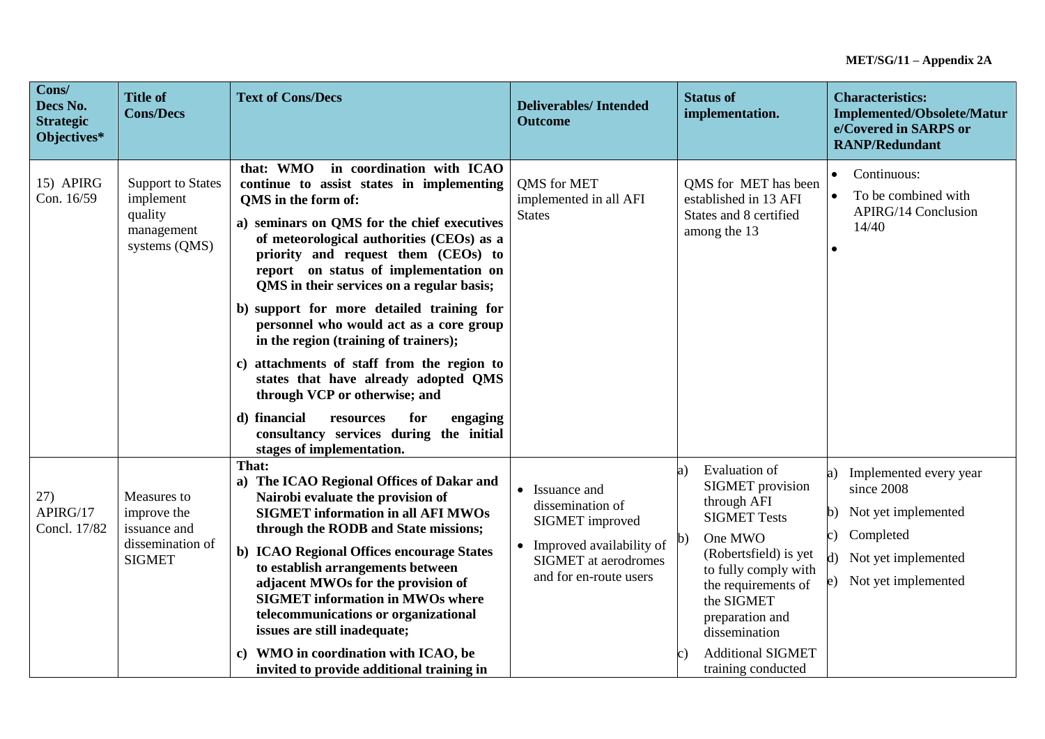| Cons/ Decs No. Strategic Objectives* | Title of Cons/Decs | Text of Cons/Decs | Deliverables/ Intended Outcome | Status of implementation. | Characteristics: Implemented/Obsolete/Mature/Covered in SARPS or RANP/Redundant |
|---|---|---|---|---|---|
| 15) APIRG Con. 16/59 | Support to States implement quality management systems (QMS) | **that: WMO in coordination with ICAO continue to assist states in implementing QMS in the form of:**<br>**a) seminars on QMS for the chief executives of meteorological authorities (CEOs) as a priority and request them (CEOs) to report on status of implementation on QMS in their services on a regular basis;**<br>**b) support for more detailed training for personnel who would act as a core group in the region (training of trainers);**<br>**c) attachments of staff from the region to states that have already adopted QMS through VCP or otherwise; and**<br>**d) financial resources for engaging consultancy services during the initial stages of implementation.** | QMS for MET implemented in all AFI States | QMS for MET has been established in 13 AFI States and 8 certified among the 13 | • Continuous:<br>• To be combined with APIRG/14 Conclusion 14/40<br>• |
| 27) APIRG/17 Concl. 17/82 | Measures to improve the issuance and dissemination of SIGMET | **That:**<br>**a) The ICAO Regional Offices of Dakar and Nairobi evaluate the provision of SIGMET information in all AFI MWOs through the RODB and State missions;**<br>**b) ICAO Regional Offices encourage States to establish arrangements between adjacent MWOs for the provision of SIGMET information in MWOs where telecommunications or organizational issues are still inadequate;**<br>**c) WMO in coordination with ICAO, be invited to provide additional training in** | • Issuance and dissemination of SIGMET improved<br>• Improved availability of SIGMET at aerodromes and for en-route users | a) Evaluation of SIGMET provision through AFI SIGMET Tests<br>b) One MWO (Robertsfield) is yet to fully comply with the requirements of the SIGMET preparation and dissemination<br>c) Additional SIGMET training conducted | a) Implemented every year since 2008<br>b) Not yet implemented<br>c) Completed<br>d) Not yet implemented<br>e) Not yet implemented |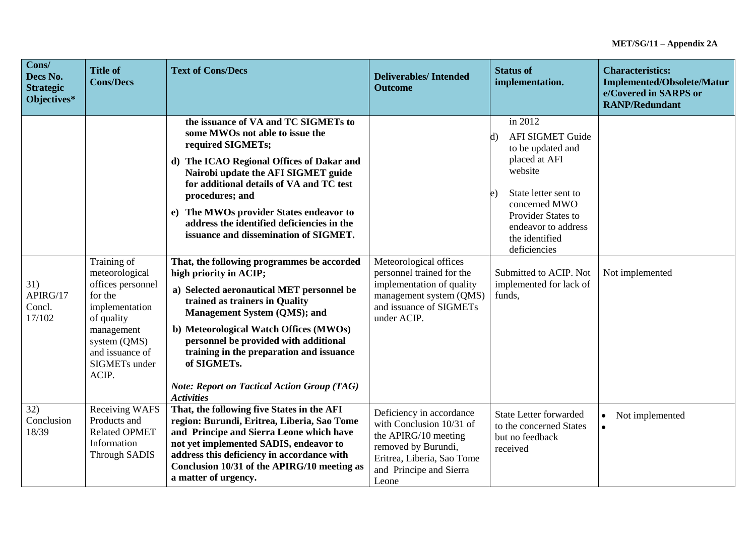| Cons/ Decs No. Strategic Objectives* | Title of Cons/Decs | Text of Cons/Decs | Deliverables/ Intended Outcome | Status of implementation. | Characteristics: Implemented/Obsolete/Mature/Covered in SARPS or RANP/Redundant |
|---|---|---|---|---|---|
| | | **the issuance of VA and TC SIGMETs to some MWOs not able to issue the required SIGMETs;**<br>**d) The ICAO Regional Offices of Dakar and Nairobi update the AFI SIGMET guide for additional details of VA and TC test procedures; and**<br>**e) The MWOs provider States endeavor to address the identified deficiencies in the issuance and dissemination of SIGMET.** | | in 2012<br>d) AFI SIGMET Guide to be updated and placed at AFI website<br>e) State letter sent to concerned MWO Provider States to endeavor to address the identified deficiencies | |
| 31) APIRG/17 Concl. 17/102 | Training of meteorological offices personnel for the implementation of quality management system (QMS) and issuance of SIGMETs under ACIP. | **That, the following programmes be accorded high priority in ACIP;**<br>**a) Selected aeronautical MET personnel be trained as trainers in Quality Management System (QMS); and**<br>**b) Meteorological Watch Offices (MWOs) personnel be provided with additional training in the preparation and issuance of SIGMETs.**<br>***Note: Report on Tactical Action Group (TAG) Activities*** | Meteorological offices personnel trained for the implementation of quality management system (QMS) and issuance of SIGMETs under ACIP. | Submitted to ACIP. Not implemented for lack of funds, | Not implemented |
| 32) Conclusion 18/39 | Receiving WAFS Products and Related OPMET Information Through SADIS | **That, the following five States in the AFI region: Burundi, Eritrea, Liberia, Sao Tome and Principe and Sierra Leone which have not yet implemented SADIS, endeavor to address this deficiency in accordance with Conclusion 10/31 of the APIRG/10 meeting as a matter of urgency.** | Deficiency in accordance with Conclusion 10/31 of the APIRG/10 meeting removed by Burundi, Eritrea, Liberia, Sao Tome and Principe and Sierra Leone | State Letter forwarded to the concerned States but no feedback received | • Not implemented<br>• |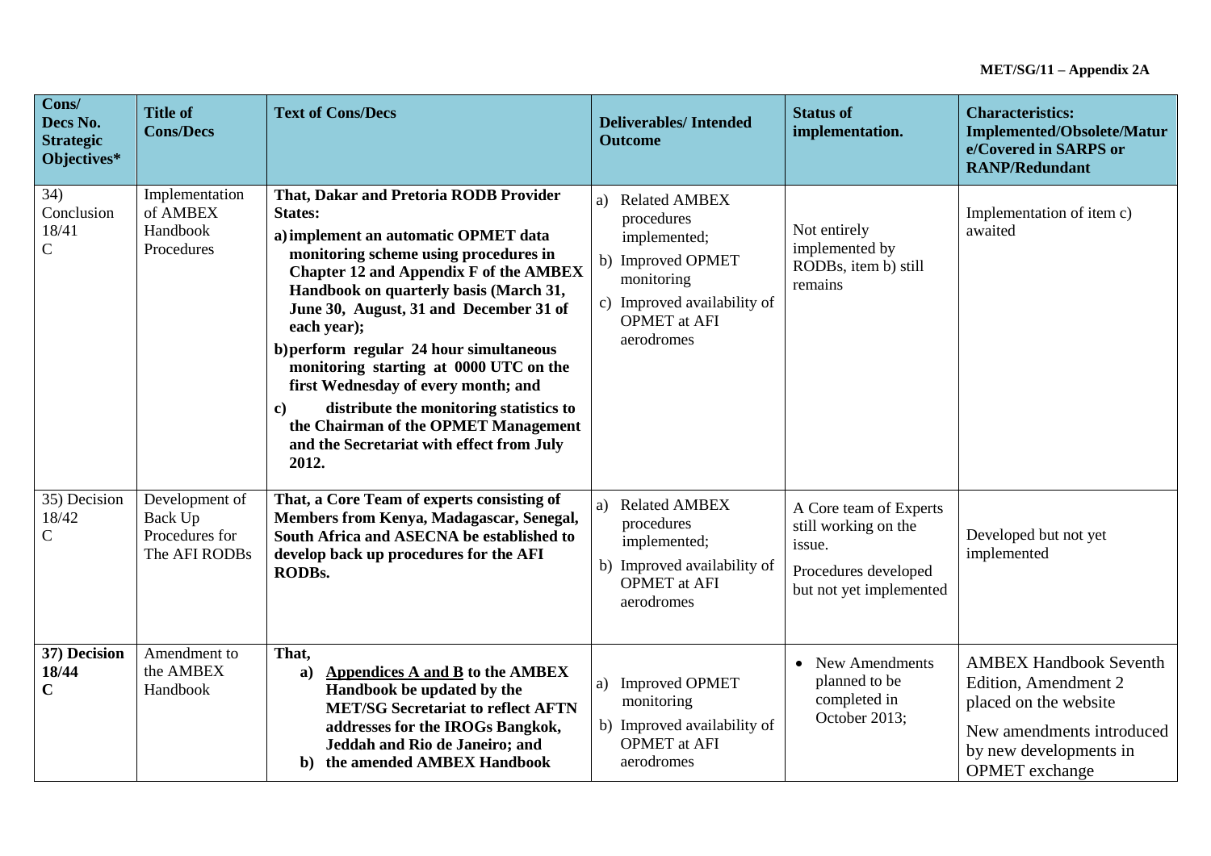| Cons/ Decs No. Strategic Objectives* | Title of Cons/Decs | Text of Cons/Decs | Deliverables/ Intended Outcome | Status of implementation. | Characteristics: Implemented/Obsolete/Mature/Covered in SARPS or RANP/Redundant |
|---|---|---|---|---|---|
| 34) Conclusion 18/41 C | Implementation of AMBEX Handbook Procedures | **That, Dakar and Pretoria RODB Provider States:** **a) implement an automatic OPMET data monitoring scheme using procedures in Chapter 12 and Appendix F of the AMBEX Handbook on quarterly basis (March 31, June 30, August, 31 and December 31 of each year);** **b) perform regular 24 hour simultaneous monitoring starting at 0000 UTC on the first Wednesday of every month; and** **c) distribute the monitoring statistics to the Chairman of the OPMET Management and the Secretariat with effect from July 2012.** | a) Related AMBEX procedures implemented; b) Improved OPMET monitoring c) Improved availability of OPMET at AFI aerodromes | Not entirely implemented by RODBs, item b) still remains | Implementation of item c) awaited |
| 35) Decision 18/42 C | Development of Back Up Procedures for The AFI RODBs | **That, a Core Team of experts consisting of Members from Kenya, Madagascar, Senegal, South Africa and ASECNA be established to develop back up procedures for the AFI RODBs.** | a) Related AMBEX procedures implemented; b) Improved availability of OPMET at AFI aerodromes | A Core team of Experts still working on the issue. Procedures developed but not yet implemented | Developed but not yet implemented |
| **37) Decision 18/44 C** | Amendment to the AMBEX Handbook | **That,** **a) <u>Appendices A and B</u> to the AMBEX Handbook be updated by the MET/SG Secretariat to reflect AFTN addresses for the IROGs Bangkok, Jeddah and Rio de Janeiro; and** **b) the amended AMBEX Handbook** | a) Improved OPMET monitoring b) Improved availability of OPMET at AFI aerodromes | • New Amendments planned to be completed in October 2013; | AMBEX Handbook Seventh Edition, Amendment 2 placed on the website. New amendments introduced by new developments in OPMET exchange |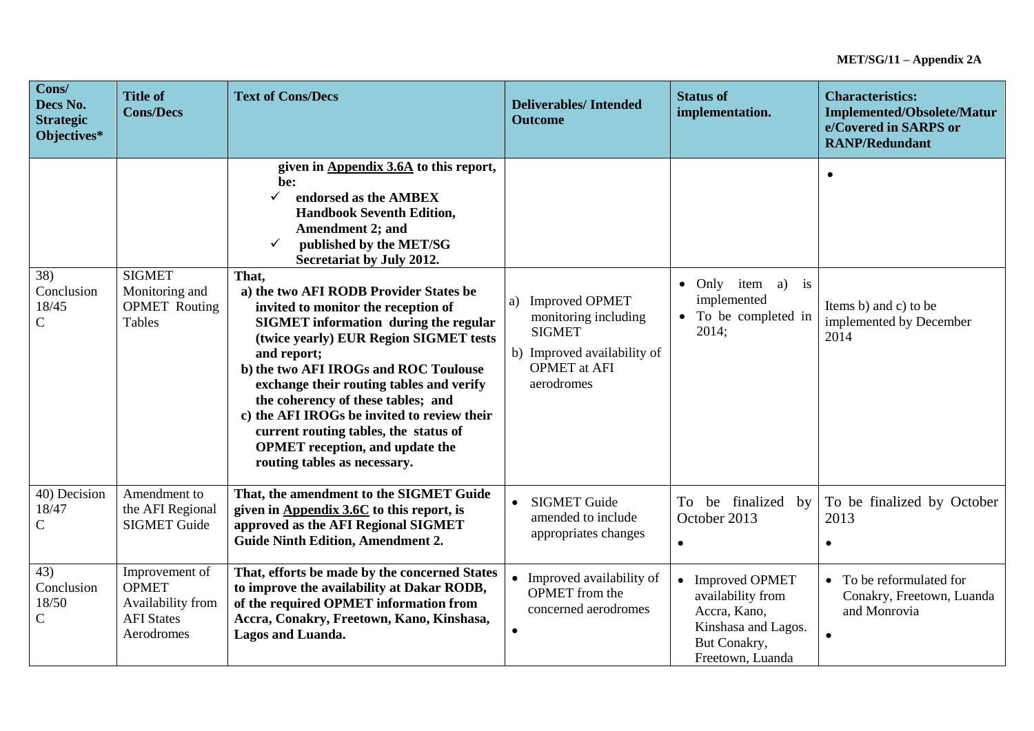| Cons/ Decs No. Strategic Objectives* | Title of Cons/Decs | Text of Cons/Decs | Deliverables/ Intended Outcome | Status of implementation. | Characteristics: Implemented/Obsolete/Mature/Covered in SARPS or RANP/Redundant |
|---|---|---|---|---|---|
| | | **given in Appendix 3.6A to this report, be:**<br>✓ **endorsed as the AMBEX Handbook Seventh Edition, Amendment 2; and**<br>✓ **published by the MET/SG Secretariat by July 2012.** | | | • |
| 38) Conclusion 18/45 C | SIGMET Monitoring and OPMET Routing Tables | **That,**<br>**a) the two AFI RODB Provider States be invited to monitor the reception of SIGMET information during the regular (twice yearly) EUR Region SIGMET tests and report;**<br>**b) the two AFI IROGs and ROC Toulouse exchange their routing tables and verify the coherency of these tables; and**<br>**c) the AFI IROGs be invited to review their current routing tables, the status of OPMET reception, and update the routing tables as necessary.** | a) Improved OPMET monitoring including SIGMET<br>b) Improved availability of OPMET at AFI aerodromes | • Only item a) is implemented<br>• To be completed in 2014; | Items b) and c) to be implemented by December 2014 |
| 40) Decision 18/47 C | Amendment to the AFI Regional SIGMET Guide | **That, the amendment to the SIGMET Guide given in Appendix 3.6C to this report, is approved as the AFI Regional SIGMET Guide Ninth Edition, Amendment 2.** | • SIGMET Guide amended to include appropriates changes | To be finalized by October 2013<br>• | To be finalized by October 2013<br>• |
| 43) Conclusion 18/50 C | Improvement of OPMET Availability from AFI States Aerodromes | **That, efforts be made by the concerned States to improve the availability at Dakar RODB, of the required OPMET information from Accra, Conakry, Freetown, Kano, Kinshasa, Lagos and Luanda.** | • Improved availability of OPMET from the concerned aerodromes<br>• | • Improved OPMET availability from Accra, Kano, Kinshasa and Lagos. But Conakry, Freetown, Luanda | • To be reformulated for Conakry, Freetown, Luanda and Monrovia<br>• |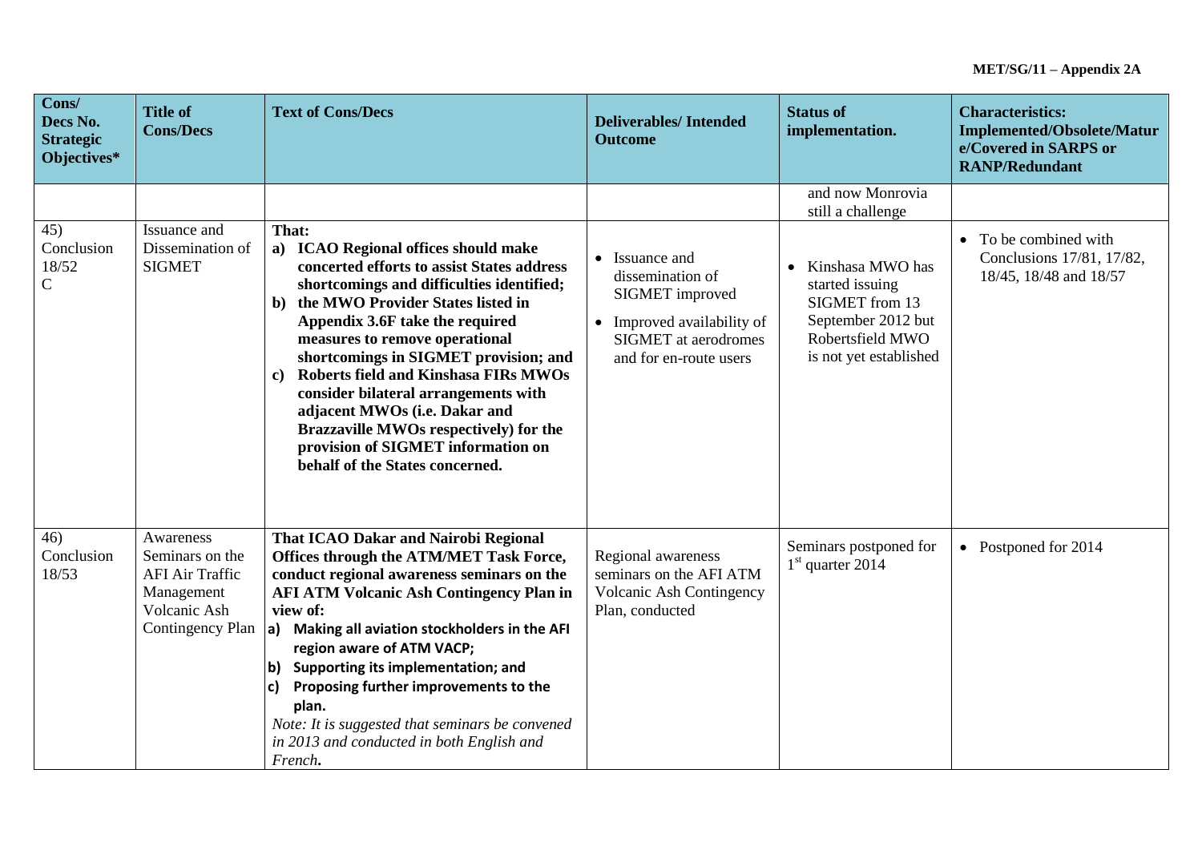| Cons/ Decs No. Strategic Objectives* | Title of Cons/Decs | Text of Cons/Decs | Deliverables/ Intended Outcome | Status of implementation. | Characteristics: Implemented/Obsolete/Mature/Covered in SARPS or RANP/Redundant |
|---|---|---|---|---|---|
| | | | | and now Monrovia still a challenge | |
| 45) Conclusion 18/52 C | Issuance and Dissemination of SIGMET | **That:**<br>**a) ICAO Regional offices should make concerted efforts to assist States address shortcomings and difficulties identified;**<br>**b) the MWO Provider States listed in Appendix 3.6F take the required measures to remove operational shortcomings in SIGMET provision; and**<br>**c) Roberts field and Kinshasa FIRs MWOs consider bilateral arrangements with adjacent MWOs (i.e. Dakar and Brazzaville MWOs respectively) for the provision of SIGMET information on behalf of the States concerned.** | • Issuance and dissemination of SIGMET improved<br>• Improved availability of SIGMET at aerodromes and for en-route users | • Kinshasa MWO has started issuing SIGMET from 13 September 2012 but Robertsfield MWO is not yet established | • To be combined with Conclusions 17/81, 17/82, 18/45, 18/48 and 18/57 |
| 46) Conclusion 18/53 | Awareness Seminars on the AFI Air Traffic Management Volcanic Ash Contingency Plan | **That ICAO Dakar and Nairobi Regional Offices through the ATM/MET Task Force, conduct regional awareness seminars on the AFI ATM Volcanic Ash Contingency Plan in view of:**<br>**a) Making all aviation stockholders in the AFI region aware of ATM VACP;**<br>**b) Supporting its implementation; and**<br>**c) Proposing further improvements to the plan.**<br>*Note: It is suggested that seminars be convened in 2013 and conducted in both English and French.* | Regional awareness seminars on the AFI ATM Volcanic Ash Contingency Plan, conducted | Seminars postponed for 1st quarter 2014 | • Postponed for 2014 |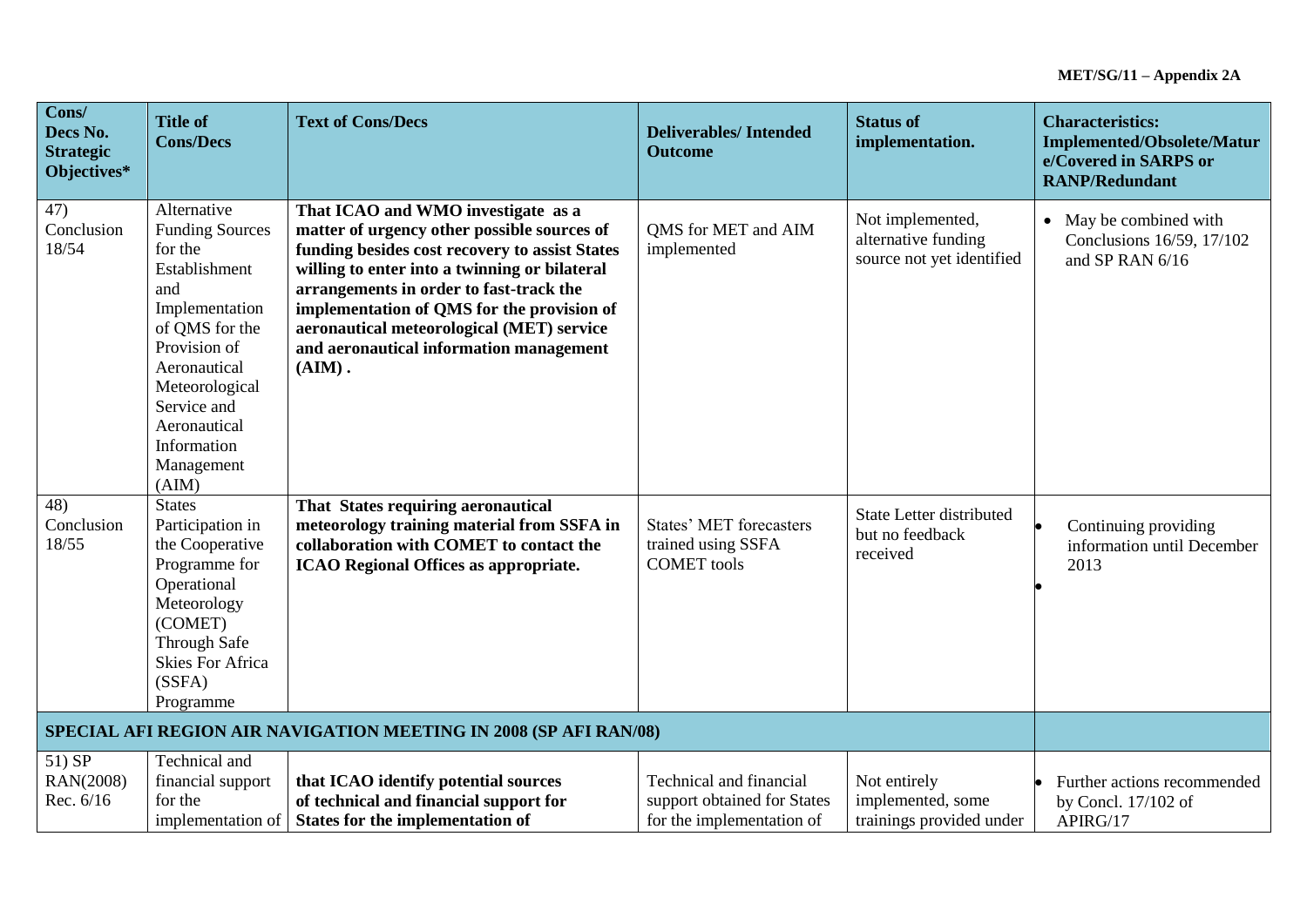| Cons/ Decs No. Strategic Objectives* | Title of Cons/Decs | Text of Cons/Decs | Deliverables/ Intended Outcome | Status of implementation. | Characteristics: Implemented/Obsolete/Mature/Covered in SARPS or RANP/Redundant |
|---|---|---|---|---|---|
| 47) Conclusion 18/54 | Alternative Funding Sources for the Establishment and Implementation of QMS for the Provision of Aeronautical Meteorological Service and Aeronautical Information Management (AIM) | **That ICAO and WMO investigate as a matter of urgency other possible sources of funding besides cost recovery to assist States willing to enter into a twinning or bilateral arrangements in order to fast-track the implementation of QMS for the provision of aeronautical meteorological (MET) service and aeronautical information management (AIM) .** | QMS for MET and AIM implemented | Not implemented, alternative funding source not yet identified | • May be combined with Conclusions 16/59, 17/102 and SP RAN 6/16 |
| 48) Conclusion 18/55 | States Participation in the Cooperative Programme for Operational Meteorology (COMET) Through Safe Skies For Africa (SSFA) Programme | **That States requiring aeronautical meteorology training material from SSFA in collaboration with COMET to contact the ICAO Regional Offices as appropriate.** | States' MET forecasters trained using SSFA COMET tools | State Letter distributed but no feedback received | • Continuing providing information until December 2013<br>• |
| **SPECIAL AFI REGION AIR NAVIGATION MEETING IN 2008 (SP AFI RAN/08)** | | | | | |
| 51) SP RAN(2008) Rec. 6/16 | Technical and financial support for the implementation of | **that ICAO identify potential sources of technical and financial support for States for the implementation of** | Technical and financial support obtained for States for the implementation of | Not entirely implemented, some trainings provided under | • Further actions recommended by Concl. 17/102 of APIRG/17 |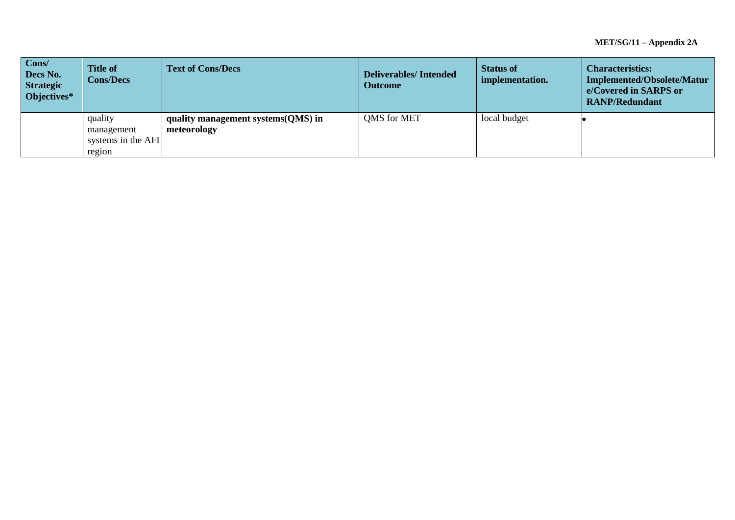| Cons/ Decs No. Strategic Objectives* | Title of Cons/Decs | Text of Cons/Decs | Deliverables/ Intended Outcome | Status of implementation. | Characteristics: Implemented/Obsolete/Mature/Covered in SARPS or RANP/Redundant |
|---|---|---|---|---|---|
| | quality management systems in the AFI region | **quality management systems(QMS) in meteorology** | QMS for MET | local budget | • |